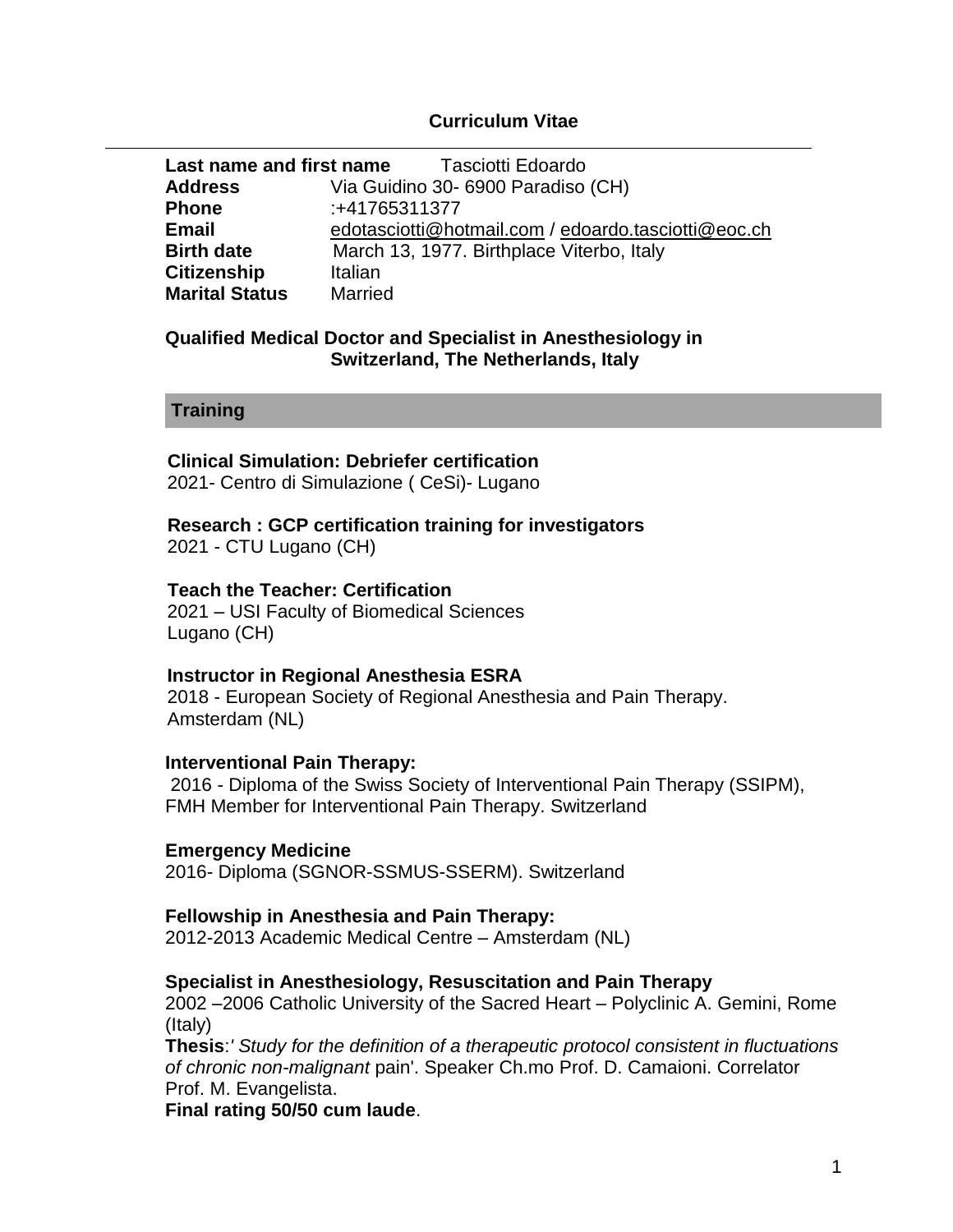# Curriculum Vitae

| | |
|---|---|
| **Last name and first name** | Tasciotti Edoardo |
| **Address** | Via Guidino 30- 6900 Paradiso (CH) |
| **Phone** | :+41765311377 |
| **Email** | edotasciotti@hotmail.com / edoardo.tasciotti@eoc.ch |
| **Birth date** | March 13, 1977. Birthplace Viterbo, Italy |
| **Citizenship** | Italian |
| **Marital Status** | Married |

**Qualified Medical Doctor and Specialist in Anesthesiology in Switzerland, The Netherlands, Italy**

## Training

**Clinical Simulation: Debriefer certification**
2021- Centro di Simulazione ( CeSi)- Lugano

**Research : GCP certification training for investigators**
2021 - CTU Lugano (CH)

**Teach the Teacher: Certification**
2021 – USI Faculty of Biomedical Sciences
Lugano (CH)

**Instructor in Regional Anesthesia ESRA**
2018 - European Society of Regional Anesthesia and Pain Therapy.
Amsterdam (NL)

**Interventional Pain Therapy:**
2016 - Diploma of the Swiss Society of Interventional Pain Therapy (SSIPM), FMH Member for Interventional Pain Therapy. Switzerland

**Emergency Medicine**
2016- Diploma (SGNOR-SSMUS-SSERM). Switzerland

**Fellowship in Anesthesia and Pain Therapy:**
2012-2013 Academic Medical Centre – Amsterdam (NL)

**Specialist in Anesthesiology, Resuscitation and Pain Therapy**
2002 –2006 Catholic University of the Sacred Heart – Polyclinic A. Gemini, Rome (Italy)
**Thesis**:' *Study for the definition of a therapeutic protocol consistent in fluctuations of chronic non-malignant* pain'. Speaker Ch.mo Prof. D. Camaioni. Correlator Prof. M. Evangelista.
**Final rating 50/50 cum laude**.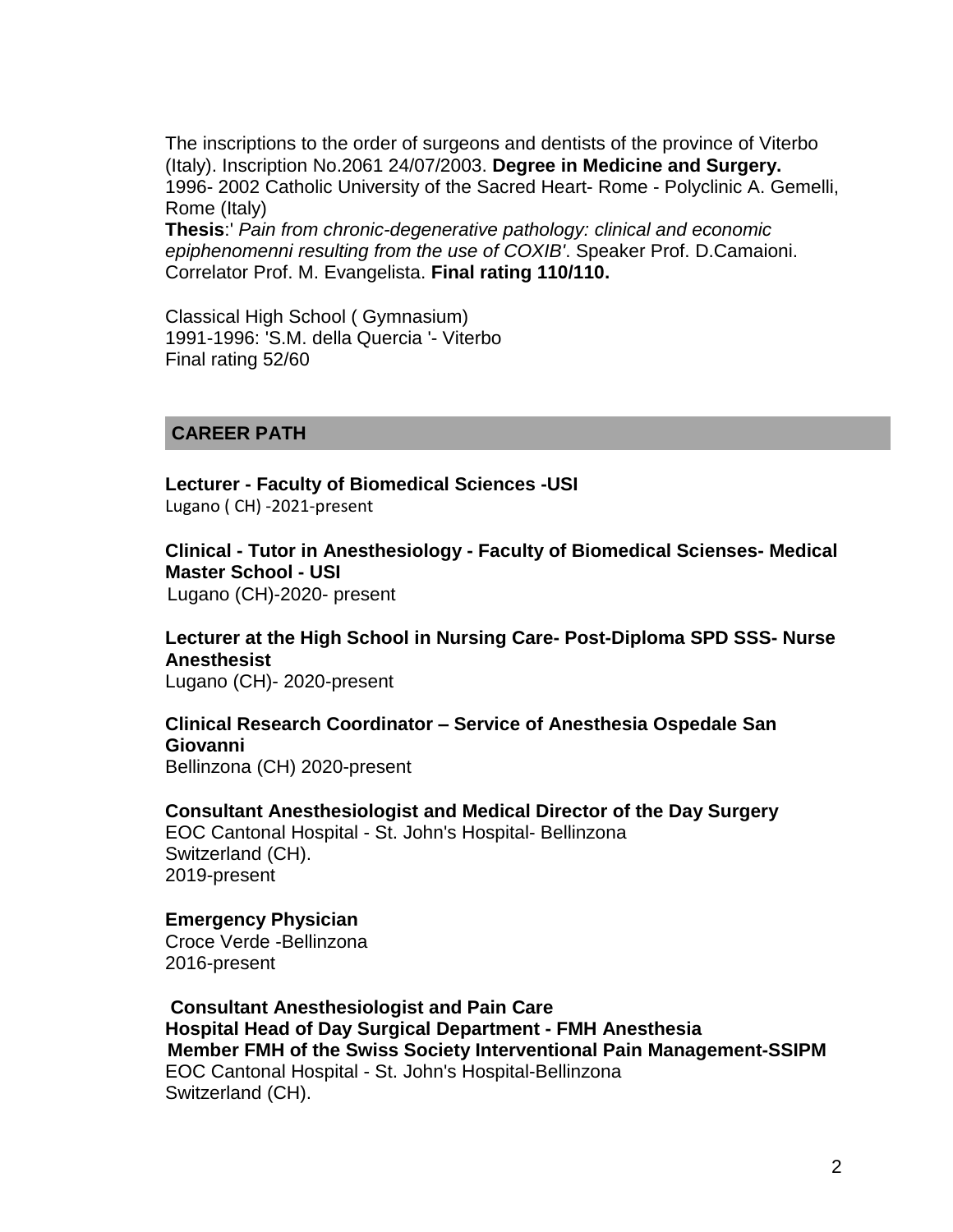The inscriptions to the order of surgeons and dentists of the province of Viterbo (Italy). Inscription No.2061 24/07/2003. **Degree in Medicine and Surgery.**
1996- 2002 Catholic University of the Sacred Heart- Rome - Polyclinic A. Gemelli, Rome (Italy)
**Thesis**:' *Pain from chronic-degenerative pathology: clinical and economic epiphenomenni resulting from the use of COXIB'*. Speaker Prof. D.Camaioni. Correlator Prof. M. Evangelista. **Final rating 110/110.**

Classical High School ( Gymnasium)
1991-1996: 'S.M. della Quercia '- Viterbo
Final rating 52/60

## CAREER PATH

**Lecturer - Faculty of Biomedical Sciences -USI**
Lugano ( CH) -2021-present

**Clinical - Tutor in Anesthesiology - Faculty of Biomedical Scienses- Medical Master School - USI**
Lugano (CH)-2020- present

**Lecturer at the High School in Nursing Care- Post-Diploma SPD SSS- Nurse Anesthesist**
Lugano (CH)- 2020-present

**Clinical Research Coordinator – Service of Anesthesia Ospedale San Giovanni**
Bellinzona (CH) 2020-present

**Consultant Anesthesiologist and Medical Director of the Day Surgery**
EOC Cantonal Hospital - St. John's Hospital- Bellinzona
Switzerland (CH).
2019-present

**Emergency Physician**
Croce Verde -Bellinzona
2016-present

**Consultant Anesthesiologist and Pain Care**
**Hospital Head of Day Surgical Department - FMH Anesthesia**
**Member FMH of the Swiss Society Interventional Pain Management-SSIPM**
EOC Cantonal Hospital - St. John's Hospital-Bellinzona
Switzerland (CH).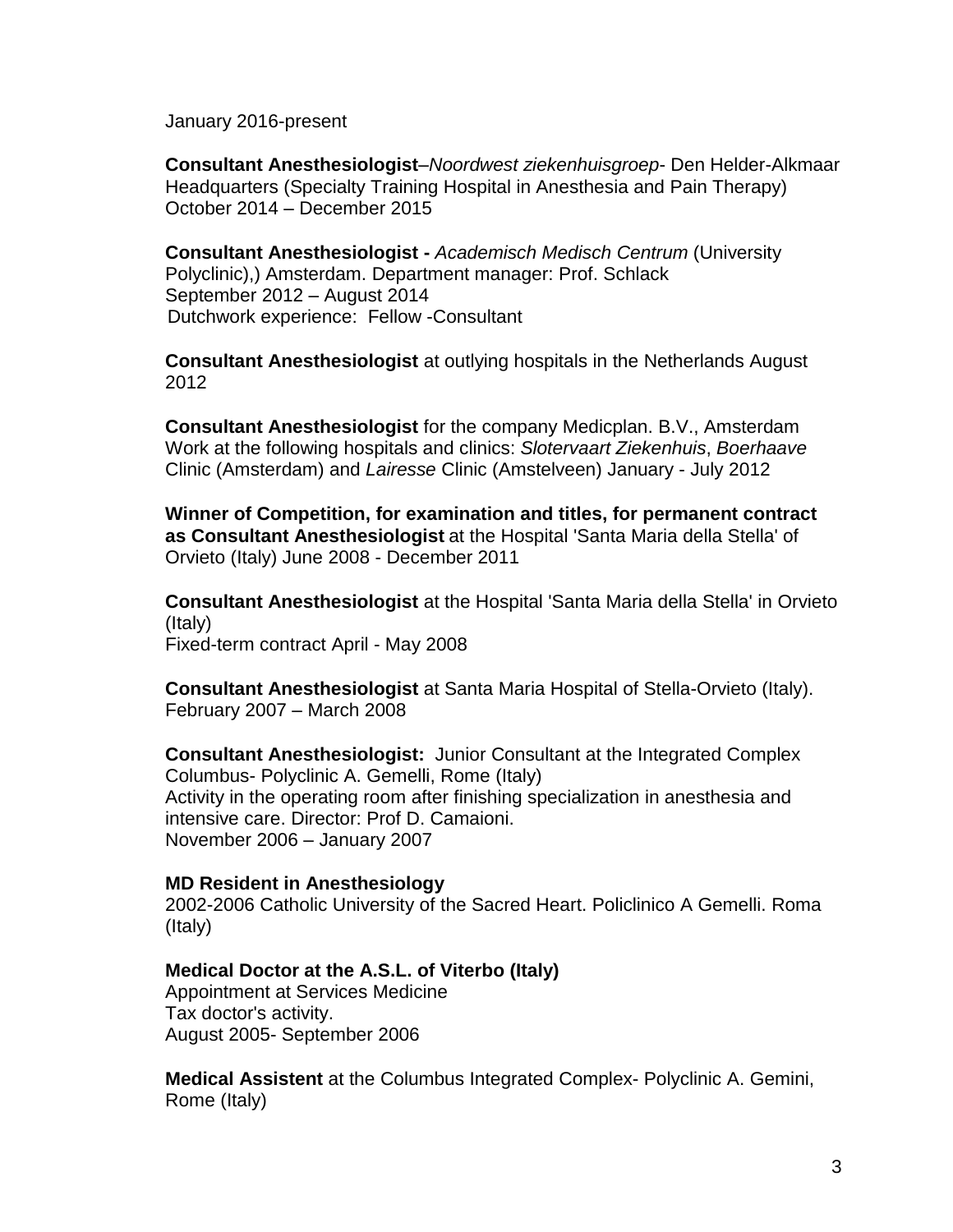January 2016-present

**Consultant Anesthesiologist**–*Noordwest ziekenhuisgroep*- Den Helder-Alkmaar Headquarters (Specialty Training Hospital in Anesthesia and Pain Therapy)
October 2014 – December 2015

**Consultant Anesthesiologist -** *Academisch Medisch Centrum* (University Polyclinic),) Amsterdam. Department manager: Prof. Schlack
September 2012 – August 2014
Dutchwork experience: Fellow -Consultant

**Consultant Anesthesiologist** at outlying hospitals in the Netherlands August 2012

**Consultant Anesthesiologist** for the company Medicplan. B.V., Amsterdam
Work at the following hospitals and clinics: *Slotervaart Ziekenhuis*, *Boerhaave* Clinic (Amsterdam) and *Lairesse* Clinic (Amstelveen) January - July 2012

**Winner of Competition, for examination and titles, for permanent contract as Consultant Anesthesiologist** at the Hospital 'Santa Maria della Stella' of Orvieto (Italy) June 2008 - December 2011

**Consultant Anesthesiologist** at the Hospital 'Santa Maria della Stella' in Orvieto (Italy)
Fixed-term contract April - May 2008

**Consultant Anesthesiologist** at Santa Maria Hospital of Stella-Orvieto (Italy).
February 2007 – March 2008

**Consultant Anesthesiologist:** Junior Consultant at the Integrated Complex Columbus- Polyclinic A. Gemelli, Rome (Italy)
Activity in the operating room after finishing specialization in anesthesia and intensive care. Director: Prof D. Camaioni.
November 2006 – January 2007

**MD Resident in Anesthesiology**
2002-2006 Catholic University of the Sacred Heart. Policlinico A Gemelli. Roma (Italy)

**Medical Doctor at the A.S.L. of Viterbo (Italy)**
Appointment at Services Medicine
Tax doctor's activity.
August 2005- September 2006

**Medical Assistent** at the Columbus Integrated Complex- Polyclinic A. Gemini, Rome (Italy)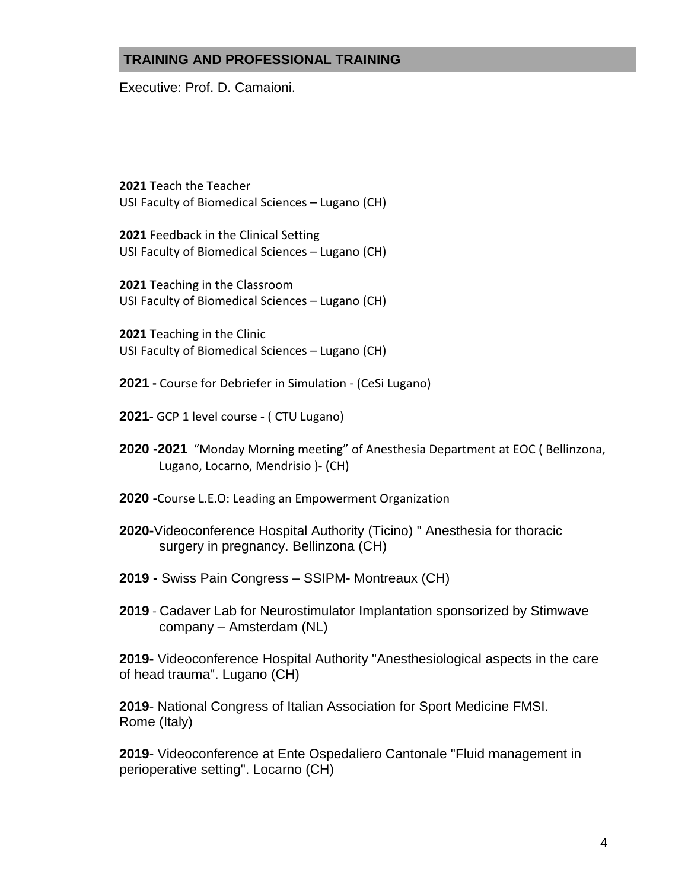## TRAINING AND PROFESSIONAL TRAINING

Executive: Prof. D. Camaioni.

**2021** Teach the Teacher
USI Faculty of Biomedical Sciences – Lugano (CH)

**2021** Feedback in the Clinical Setting
USI Faculty of Biomedical Sciences – Lugano (CH)

**2021** Teaching in the Classroom
USI Faculty of Biomedical Sciences – Lugano (CH)

**2021** Teaching in the Clinic
USI Faculty of Biomedical Sciences – Lugano (CH)

**2021 -** Course for Debriefer in Simulation - (CeSi Lugano)

**2021-** GCP 1 level course - ( CTU Lugano)

**2020 -2021** "Monday Morning meeting" of Anesthesia Department at EOC ( Bellinzona, Lugano, Locarno, Mendrisio )- (CH)

**2020 -**Course L.E.O: Leading an Empowerment Organization

**2020-**Videoconference Hospital Authority (Ticino) " Anesthesia for thoracic surgery in pregnancy. Bellinzona (CH)

**2019 -** Swiss Pain Congress – SSIPM- Montreaux (CH)

**2019** - Cadaver Lab for Neurostimulator Implantation sponsorized by Stimwave company – Amsterdam (NL)

**2019-** Videoconference Hospital Authority "Anesthesiological aspects in the care of head trauma". Lugano (CH)

**2019**- National Congress of Italian Association for Sport Medicine FMSI. Rome (Italy)

**2019**- Videoconference at Ente Ospedaliero Cantonale "Fluid management in perioperative setting". Locarno (CH)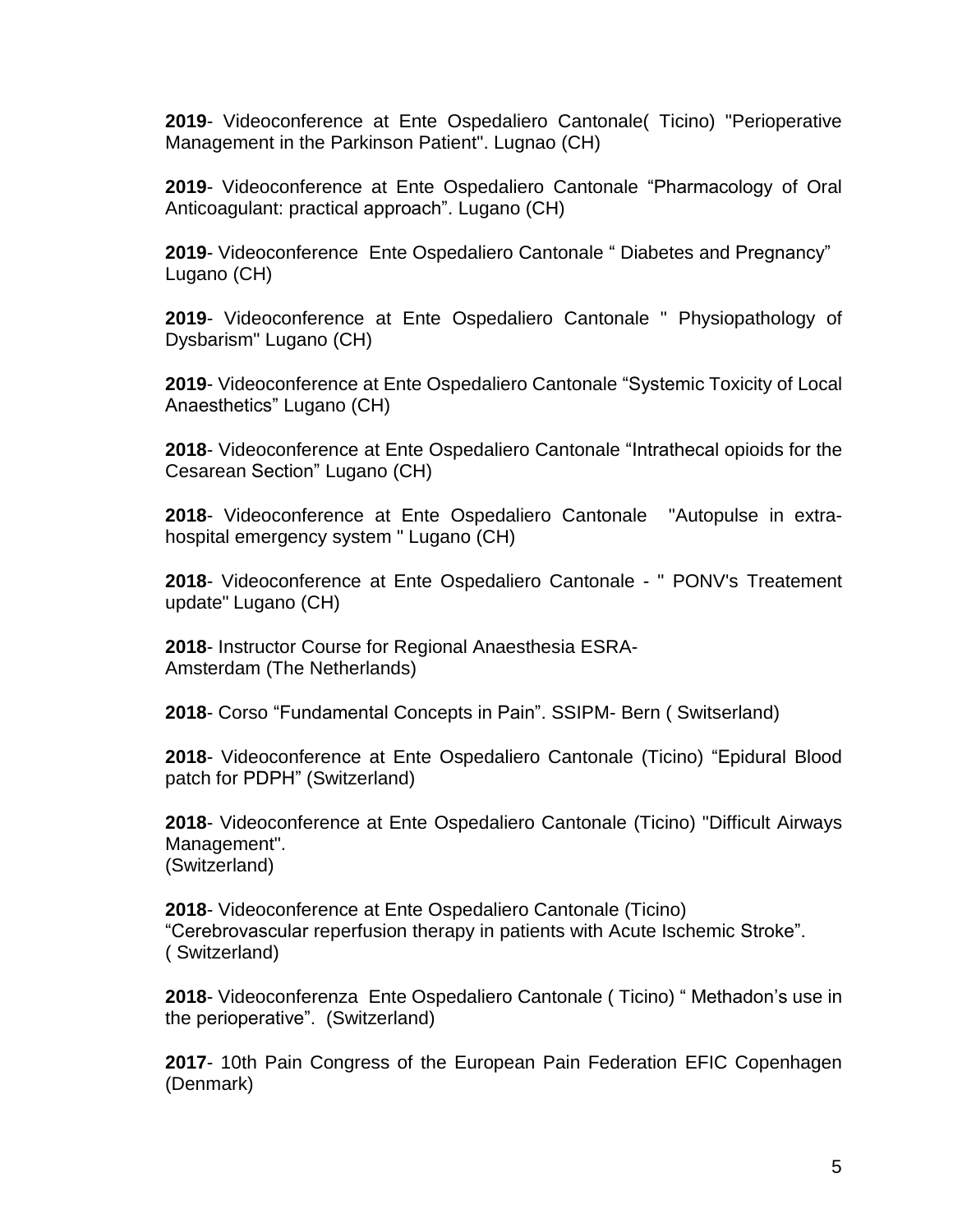**2019**- Videoconference at Ente Ospedaliero Cantonale( Ticino) "Perioperative Management in the Parkinson Patient". Lugnao (CH)

**2019**- Videoconference at Ente Ospedaliero Cantonale “Pharmacology of Oral Anticoagulant: practical approach”. Lugano (CH)

**2019**- Videoconference Ente Ospedaliero Cantonale “ Diabetes and Pregnancy” Lugano (CH)

**2019**- Videoconference at Ente Ospedaliero Cantonale " Physiopathology of Dysbarism" Lugano (CH)

**2019**- Videoconference at Ente Ospedaliero Cantonale “Systemic Toxicity of Local Anaesthetics” Lugano (CH)

**2018**- Videoconference at Ente Ospedaliero Cantonale “Intrathecal opioids for the Cesarean Section” Lugano (CH)

**2018**- Videoconference at Ente Ospedaliero Cantonale "Autopulse in extra-hospital emergency system " Lugano (CH)

**2018**- Videoconference at Ente Ospedaliero Cantonale - " PONV's Treatement update" Lugano (CH)

**2018**- Instructor Course for Regional Anaesthesia ESRA-
Amsterdam (The Netherlands)

**2018**- Corso “Fundamental Concepts in Pain”. SSIPM- Bern ( Switserland)

**2018**- Videoconference at Ente Ospedaliero Cantonale (Ticino) “Epidural Blood patch for PDPH” (Switzerland)

**2018**- Videoconference at Ente Ospedaliero Cantonale (Ticino) "Difficult Airways Management".
(Switzerland)

**2018**- Videoconference at Ente Ospedaliero Cantonale (Ticino)
“Cerebrovascular reperfusion therapy in patients with Acute Ischemic Stroke”.
( Switzerland)

**2018**- Videoconferenza Ente Ospedaliero Cantonale ( Ticino) “ Methadon’s use in the perioperative”. (Switzerland)

**2017**- 10th Pain Congress of the European Pain Federation EFIC Copenhagen (Denmark)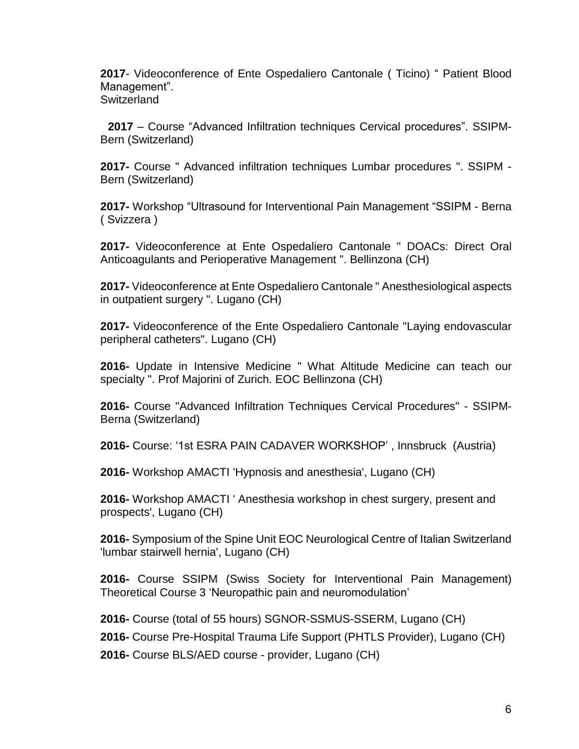**2017**- Videoconference of Ente Ospedaliero Cantonale ( Ticino) “ Patient Blood Management”.
Switzerland

**2017** – Course “Advanced Infiltration techniques Cervical procedures”. SSIPM-Bern (Switzerland)

**2017-** Course " Advanced infiltration techniques Lumbar procedures ". SSIPM - Bern (Switzerland)

**2017-** Workshop “Ultrasound for Interventional Pain Management “SSIPM - Berna ( Svizzera )

**2017-** Videoconference at Ente Ospedaliero Cantonale " DOACs: Direct Oral Anticoagulants and Perioperative Management ". Bellinzona (CH)

**2017-** Videoconference at Ente Ospedaliero Cantonale " Anesthesiological aspects in outpatient surgery ". Lugano (CH)

**2017-** Videoconference of the Ente Ospedaliero Cantonale "Laying endovascular peripheral catheters". Lugano (CH)

**2016-** Update in Intensive Medicine " What Altitude Medicine can teach our specialty ". Prof Majorini of Zurich. EOC Bellinzona (CH)

**2016-** Course "Advanced Infiltration Techniques Cervical Procedures" - SSIPM-Berna (Switzerland)

**2016-** Course: ‘1st ESRA PAIN CADAVER WORKSHOP’ , Innsbruck (Austria)

**2016-** Workshop AMACTI 'Hypnosis and anesthesia', Lugano (CH)

**2016-** Workshop AMACTI ' Anesthesia workshop in chest surgery, present and prospects', Lugano (CH)

**2016-** Symposium of the Spine Unit EOC Neurological Centre of Italian Switzerland 'lumbar stairwell hernia', Lugano (CH)

**2016-** Course SSIPM (Swiss Society for Interventional Pain Management) Theoretical Course 3 ‘Neuropathic pain and neuromodulation’

**2016-** Course (total of 55 hours) SGNOR-SSMUS-SSERM, Lugano (CH)

**2016-** Course Pre-Hospital Trauma Life Support (PHTLS Provider), Lugano (CH)

**2016-** Course BLS/AED course - provider, Lugano (CH)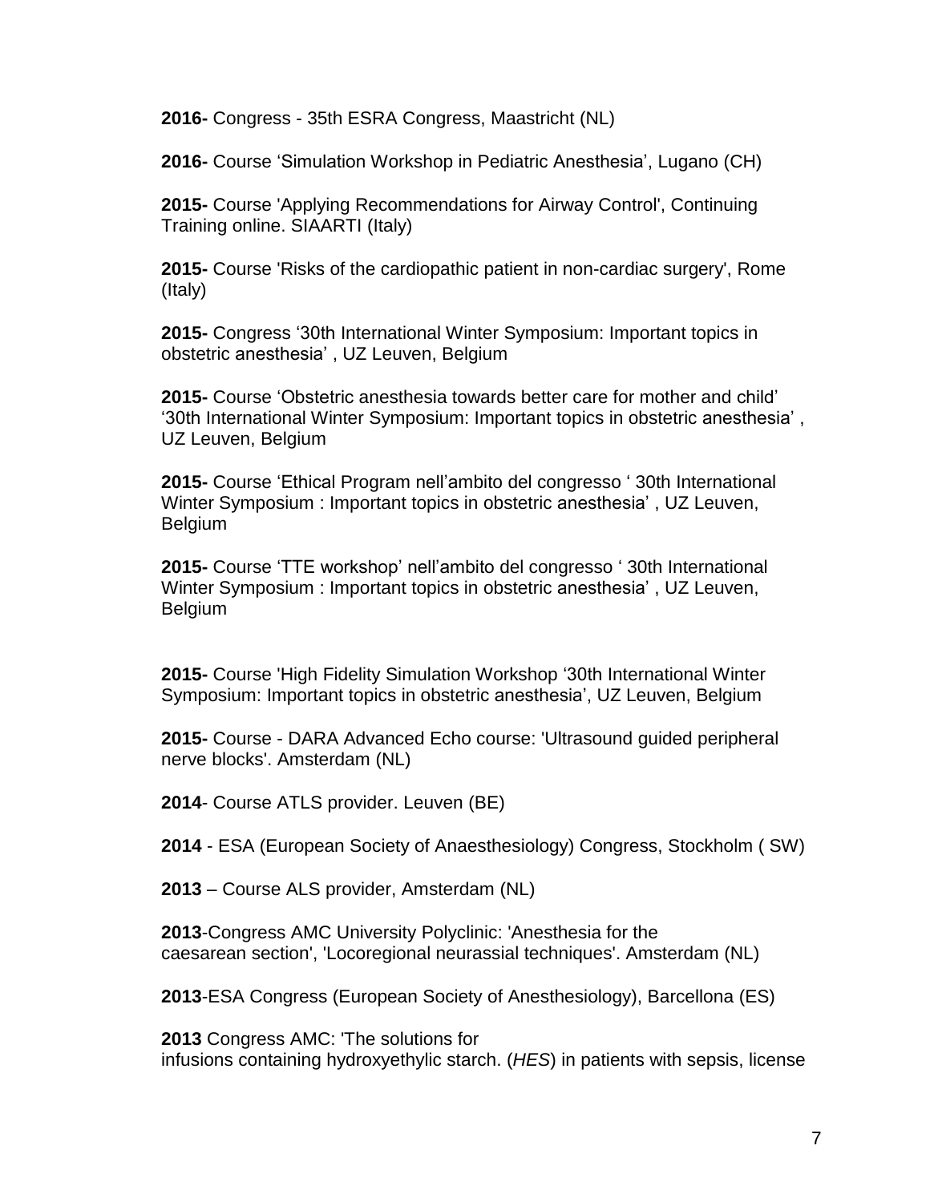**2016-** Congress - 35th ESRA Congress, Maastricht (NL)

**2016-** Course 'Simulation Workshop in Pediatric Anesthesia', Lugano (CH)

**2015-** Course 'Applying Recommendations for Airway Control', Continuing Training online. SIAARTI (Italy)

**2015-** Course 'Risks of the cardiopathic patient in non-cardiac surgery', Rome (Italy)

**2015-** Congress '30th International Winter Symposium: Important topics in obstetric anesthesia' , UZ Leuven, Belgium

**2015-** Course 'Obstetric anesthesia towards better care for mother and child' '30th International Winter Symposium: Important topics in obstetric anesthesia' , UZ Leuven, Belgium

**2015-** Course 'Ethical Program nell'ambito del congresso ' 30th International Winter Symposium : Important topics in obstetric anesthesia' , UZ Leuven, Belgium

**2015-** Course 'TTE workshop' nell'ambito del congresso ' 30th International Winter Symposium : Important topics in obstetric anesthesia' , UZ Leuven, Belgium

**2015-** Course 'High Fidelity Simulation Workshop '30th International Winter Symposium: Important topics in obstetric anesthesia', UZ Leuven, Belgium

**2015-** Course - DARA Advanced Echo course: 'Ultrasound guided peripheral nerve blocks'. Amsterdam (NL)

**2014**- Course ATLS provider. Leuven (BE)

**2014** - ESA (European Society of Anaesthesiology) Congress, Stockholm ( SW)

**2013** – Course ALS provider, Amsterdam (NL)

**2013**-Congress AMC University Polyclinic: 'Anesthesia for the caesarean section', 'Locoregional neurassial techniques'. Amsterdam (NL)

**2013**-ESA Congress (European Society of Anesthesiology), Barcellona (ES)

**2013** Congress AMC: 'The solutions for infusions containing hydroxyethylic starch. (*HES*) in patients with sepsis, license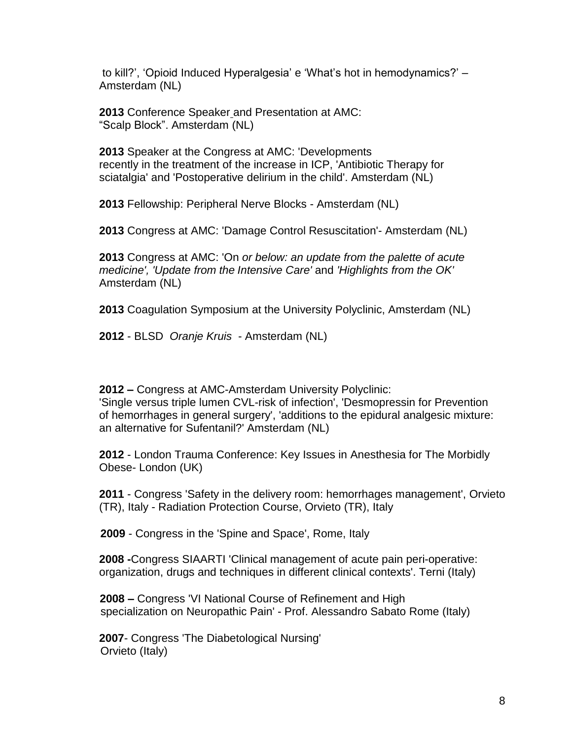to kill?', 'Opioid Induced Hyperalgesia' e 'What's hot in hemodynamics?' – Amsterdam (NL)

**2013** Conference Speaker and Presentation at AMC: "Scalp Block". Amsterdam (NL)

**2013** Speaker at the Congress at AMC: 'Developments recently in the treatment of the increase in ICP, 'Antibiotic Therapy for sciatalgia' and 'Postoperative delirium in the child'. Amsterdam (NL)

**2013** Fellowship: Peripheral Nerve Blocks - Amsterdam (NL)

**2013** Congress at AMC: 'Damage Control Resuscitation'- Amsterdam (NL)

**2013** Congress at AMC: 'On *or below: an update from the palette of acute medicine', 'Update from the Intensive Care'* and *'Highlights from the OK'* Amsterdam (NL)

**2013** Coagulation Symposium at the University Polyclinic, Amsterdam (NL)

**2012** - BLSD *Oranje Kruis* - Amsterdam (NL)

**2012 –** Congress at AMC-Amsterdam University Polyclinic: 'Single versus triple lumen CVL-risk of infection', 'Desmopressin for Prevention of hemorrhages in general surgery', 'additions to the epidural analgesic mixture: an alternative for Sufentanil?' Amsterdam (NL)

**2012** - London Trauma Conference: Key Issues in Anesthesia for The Morbidly Obese- London (UK)

**2011** - Congress 'Safety in the delivery room: hemorrhages management', Orvieto (TR), Italy - Radiation Protection Course, Orvieto (TR), Italy

**2009** - Congress in the 'Spine and Space', Rome, Italy

**2008 -**Congress SIAARTI 'Clinical management of acute pain peri-operative: organization, drugs and techniques in different clinical contexts'. Terni (Italy)

**2008 –** Congress 'VI National Course of Refinement and High specialization on Neuropathic Pain' - Prof. Alessandro Sabato Rome (Italy)

**2007**- Congress 'The Diabetological Nursing' Orvieto (Italy)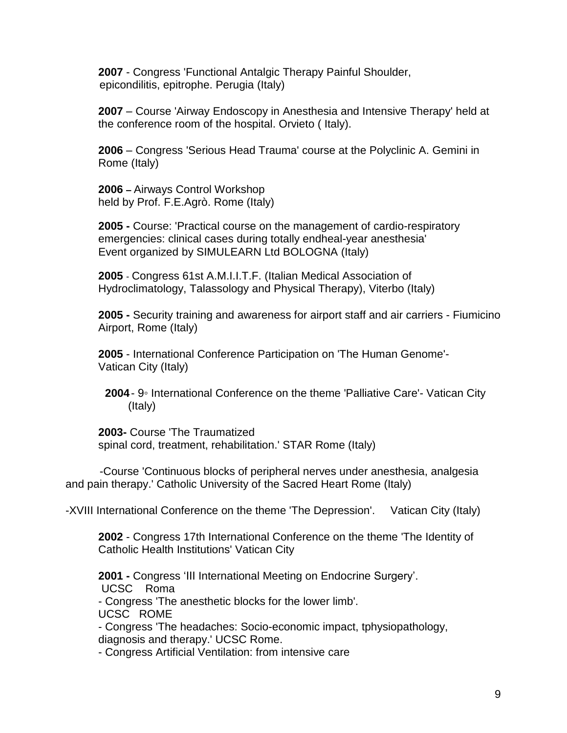**2007** - Congress 'Functional Antalgic Therapy Painful Shoulder, epicondilitis, epitrophe. Perugia (Italy)

**2007** – Course 'Airway Endoscopy in Anesthesia and Intensive Therapy' held at the conference room of the hospital. Orvieto ( Italy).

**2006** – Congress 'Serious Head Trauma' course at the Polyclinic A. Gemini in Rome (Italy)

**2006 –** Airways Control Workshop held by Prof. F.E.Agrò. Rome (Italy)

**2005 -** Course: 'Practical course on the management of cardio-respiratory emergencies: clinical cases during totally endheal-year anesthesia' Event organized by SIMULEARN Ltd BOLOGNA (Italy)

**2005** - Congress 61st A.M.I.I.T.F. (Italian Medical Association of Hydroclimatology, Talassology and Physical Therapy), Viterbo (Italy)

**2005 -** Security training and awareness for airport staff and air carriers - Fiumicino Airport, Rome (Italy)

**2005** - International Conference Participation on 'The Human Genome'- Vatican City (Italy)

**2004** - 9◦ International Conference on the theme 'Palliative Care'- Vatican City (Italy)

**2003-** Course 'The Traumatized spinal cord, treatment, rehabilitation.' STAR Rome (Italy)

-Course 'Continuous blocks of peripheral nerves under anesthesia, analgesia and pain therapy.' Catholic University of the Sacred Heart Rome (Italy)

-XVIII International Conference on the theme 'The Depression'. Vatican City (Italy)

**2002** - Congress 17th International Conference on the theme 'The Identity of Catholic Health Institutions' Vatican City

**2001 -** Congress 'III International Meeting on Endocrine Surgery'. UCSC Roma
- Congress 'The anesthetic blocks for the lower limb'. UCSC ROME
- Congress 'The headaches: Socio-economic impact, tphysiopathology, diagnosis and therapy.' UCSC Rome.
- Congress Artificial Ventilation: from intensive care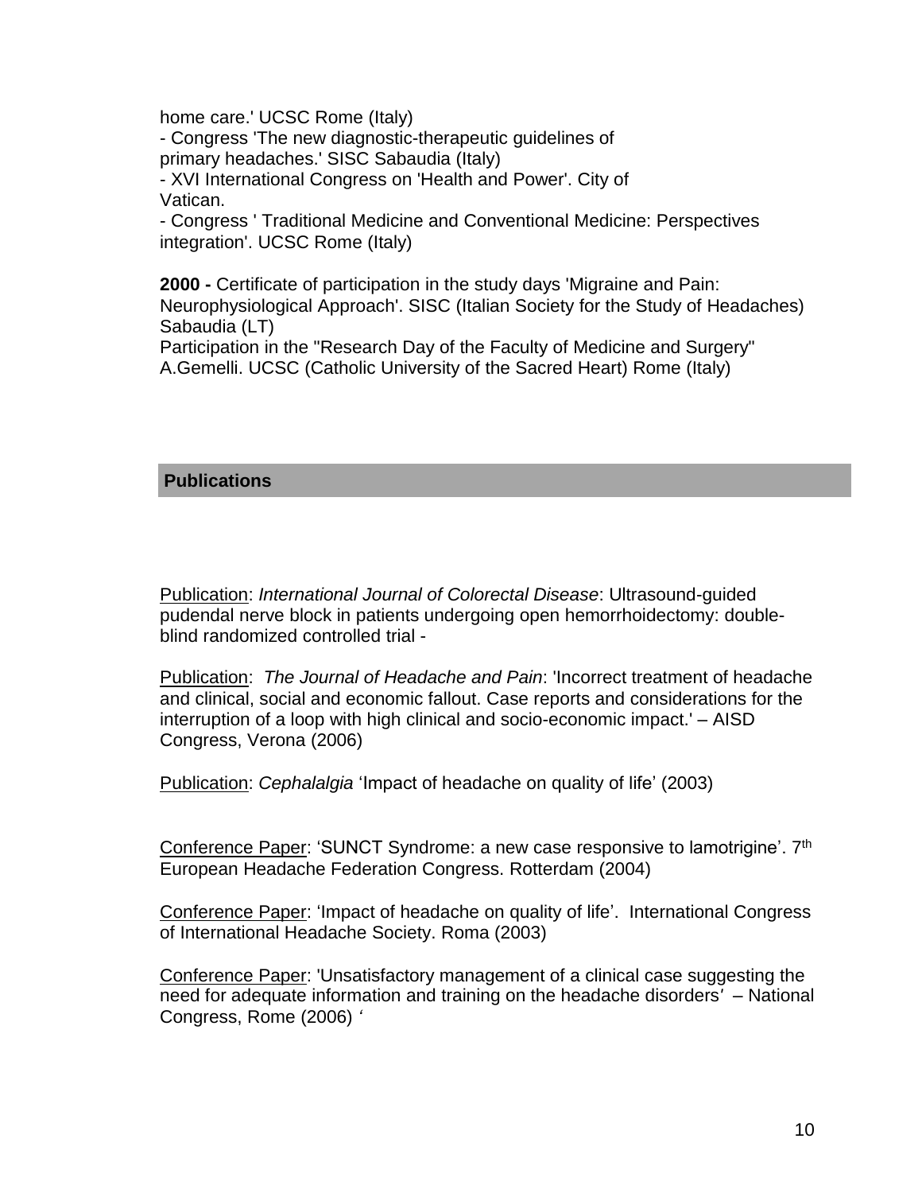home care.' UCSC Rome (Italy)
- Congress 'The new diagnostic-therapeutic guidelines of primary headaches.' SISC Sabaudia (Italy)
- XVI International Congress on 'Health and Power'. City of Vatican.
- Congress ' Traditional Medicine and Conventional Medicine: Perspectives integration'. UCSC Rome (Italy)

**2000 -** Certificate of participation in the study days 'Migraine and Pain: Neurophysiological Approach'. SISC (Italian Society for the Study of Headaches) Sabaudia (LT)
Participation in the "Research Day of the Faculty of Medicine and Surgery" A.Gemelli. UCSC (Catholic University of the Sacred Heart) Rome (Italy)

## Publications

<u>Publication</u>: *International Journal of Colorectal Disease*: Ultrasound-guided pudendal nerve block in patients undergoing open hemorrhoidectomy: double-blind randomized controlled trial -

<u>Publication</u>: *The Journal of Headache and Pain*: 'Incorrect treatment of headache and clinical, social and economic fallout. Case reports and considerations for the interruption of a loop with high clinical and socio-economic impact.' – AISD Congress, Verona (2006)

<u>Publication</u>: *Cephalalgia* 'Impact of headache on quality of life' (2003)

<u>Conference Paper</u>: 'SUNCT Syndrome: a new case responsive to lamotrigine'. 7th European Headache Federation Congress. Rotterdam (2004)

<u>Conference Paper</u>: 'Impact of headache on quality of life'. International Congress of International Headache Society. Roma (2003)

<u>Conference Paper</u>: 'Unsatisfactory management of a clinical case suggesting the need for adequate information and training on the headache disorders' – National Congress, Rome (2006) '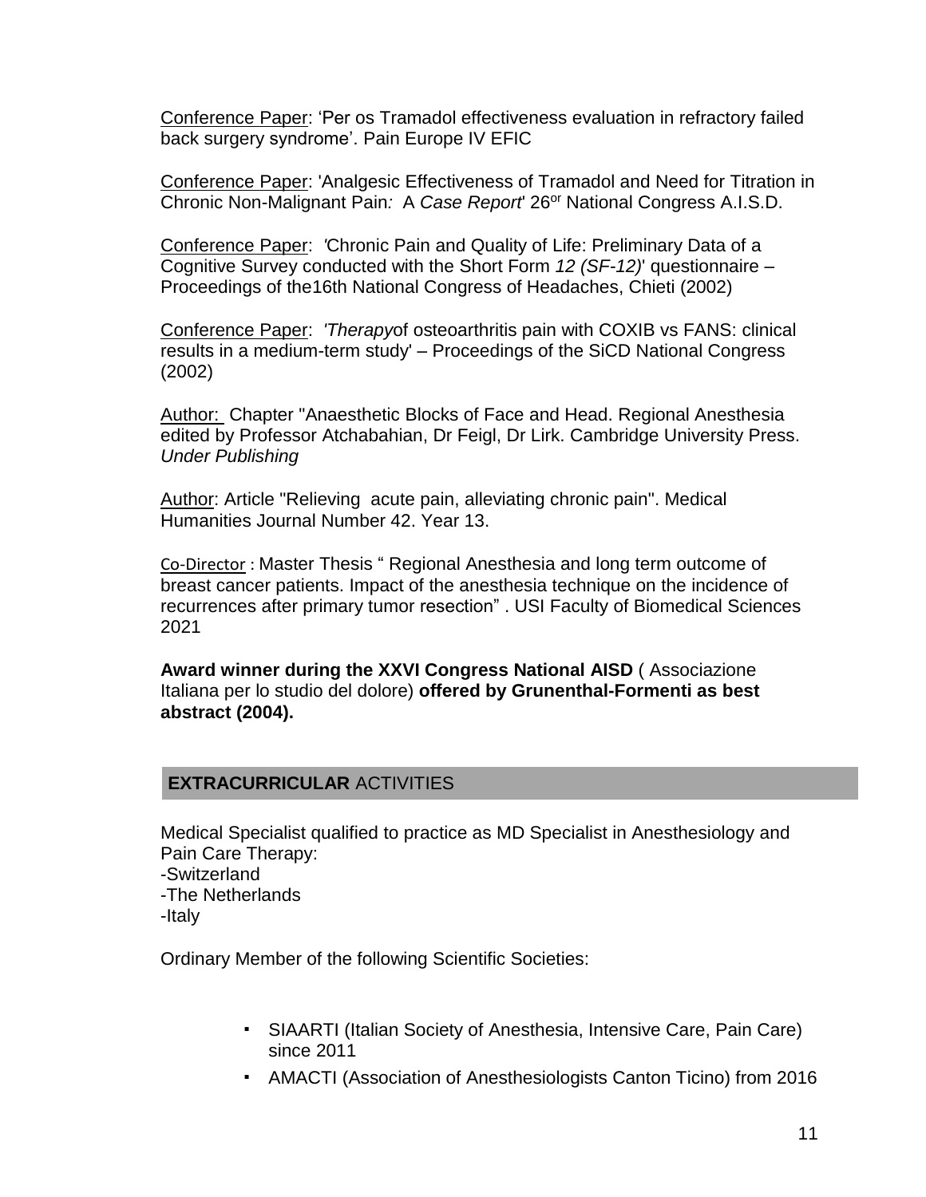Conference Paper: 'Per os Tramadol effectiveness evaluation in refractory failed back surgery syndrome'. Pain Europe IV EFIC

Conference Paper: 'Analgesic Effectiveness of Tramadol and Need for Titration in Chronic Non-Malignant Pain*:* A *Case Report*' 26or National Congress A.I.S.D.

Conference Paper: *'*Chronic Pain and Quality of Life: Preliminary Data of a Cognitive Survey conducted with the Short Form *12 (SF-12)*' questionnaire – Proceedings of the16th National Congress of Headaches, Chieti (2002)

Conference Paper: *'Therapy*of osteoarthritis pain with COXIB vs FANS: clinical results in a medium-term study' – Proceedings of the SiCD National Congress (2002)

Author: Chapter "Anaesthetic Blocks of Face and Head. Regional Anesthesia edited by Professor Atchabahian, Dr Feigl, Dr Lirk. Cambridge University Press. *Under Publishing*

Author: Article "Relieving acute pain, alleviating chronic pain". Medical Humanities Journal Number 42. Year 13.

Co-Director : Master Thesis " Regional Anesthesia and long term outcome of breast cancer patients. Impact of the anesthesia technique on the incidence of recurrences after primary tumor resection" . USI Faculty of Biomedical Sciences 2021

**Award winner during the XXVI Congress National AISD** ( Associazione Italiana per lo studio del dolore) **offered by Grunenthal-Formenti as best abstract (2004).**

## **EXTRACURRICULAR** ACTIVITIES

Medical Specialist qualified to practice as MD Specialist in Anesthesiology and Pain Care Therapy:
-Switzerland
-The Netherlands
-Italy

Ordinary Member of the following Scientific Societies:

- SIAARTI (Italian Society of Anesthesia, Intensive Care, Pain Care) since 2011
- AMACTI (Association of Anesthesiologists Canton Ticino) from 2016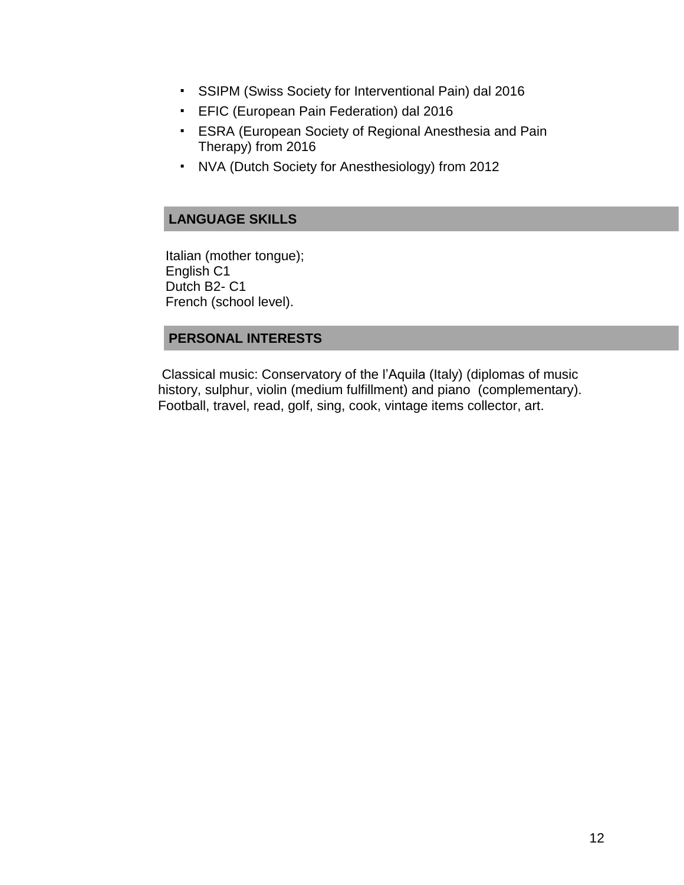- SSIPM (Swiss Society for Interventional Pain) dal 2016
- EFIC (European Pain Federation) dal 2016
- ESRA (European Society of Regional Anesthesia and Pain Therapy) from 2016
- NVA (Dutch Society for Anesthesiology) from 2012

## LANGUAGE SKILLS

Italian (mother tongue);
English C1
Dutch B2- C1
French (school level).

## PERSONAL INTERESTS

Classical music: Conservatory of the l'Aquila (Italy) (diplomas of music history, sulphur, violin (medium fulfillment) and piano (complementary). Football, travel, read, golf, sing, cook, vintage items collector, art.